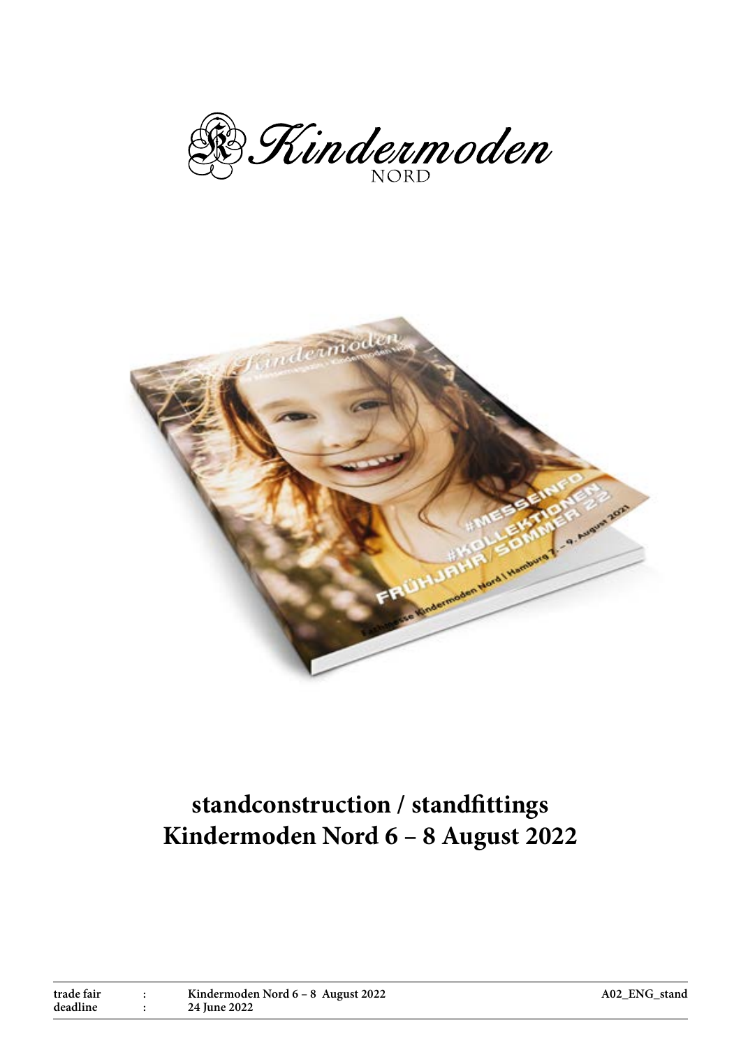Kindermoden NORD

# standconstruction / standfittings
# Kindermoden Nord 6 – 8 August 2022

| | | | |
|---|---|---|---|
| **trade fair** | **:** | **Kindermoden Nord 6 – 8 August 2022** | **A02_ENG_stand** |
| **deadline** | **:** | **24 June 2022** | |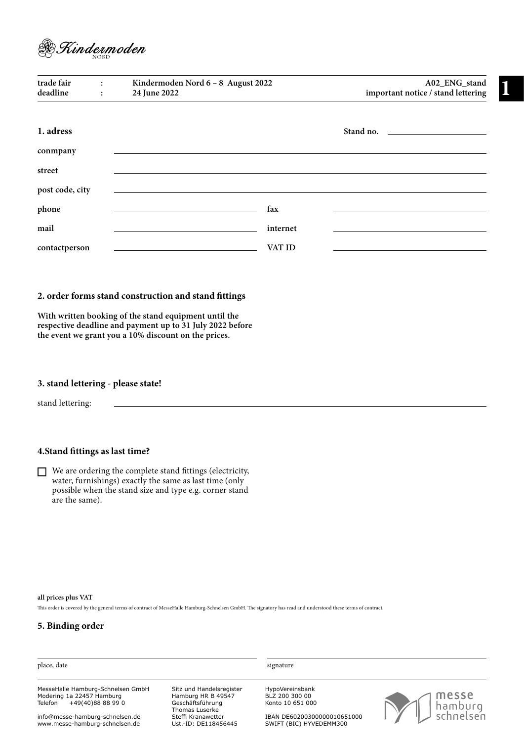Kindermoden NORD

| | | | |
|---|---|---|---|
| **trade fair** | **:** | **Kindermoden Nord 6 – 8 August 2022** | **A02_ENG_stand** |
| **deadline** | **:** | **24 June 2022** | **important notice / stand lettering** |

**1**

## 1. adress

**Stand no.** ______________________

**conmpany** ______________________

**street** ______________________

**post code, city** ______________________

**phone** ______________________ **fax** ______________________

**mail** ______________________ **internet** ______________________

**contactperson** ______________________ **VAT ID** ______________________

## 2. order forms stand construction and stand fittings

**With written booking of the stand equipment until the respective deadline and payment up to 31 July 2022 before the event we grant you a 10% discount on the prices.**

## 3. stand lettering - please state!

stand lettering: ______________________

## 4.Stand fittings as last time?

☐ We are ordering the complete stand fittings (electricity, water, furnishings) exactly the same as last time (only possible when the stand size and type e.g. corner stand are the same).

**all prices plus VAT**

This order is covered by the general terms of contract of MesseHalle Hamburg-Schnelsen GmbH. The signatory has read and understood these terms of contract.

## 5. Binding order

______________________ ______________________

place, date signature

MesseHalle Hamburg-Schnelsen GmbH
Modering 1a 22457 Hamburg
Telefon +49(40)88 88 99 0

info@messe-hamburg-schnelsen.de
www.messe-hamburg-schnelsen.de

Sitz und Handelsregister
Hamburg HR B 49547
Geschäftsführung
Thomas Luserke
Steffi Kranawetter
Ust.-ID: DE118456445

HypoVereinsbank
BLZ 200 300 00
Konto 10 651 000

IBAN DE60200300000010651000
SWIFT (BIC) HYVEDEMM300

messe hamburg schnelsen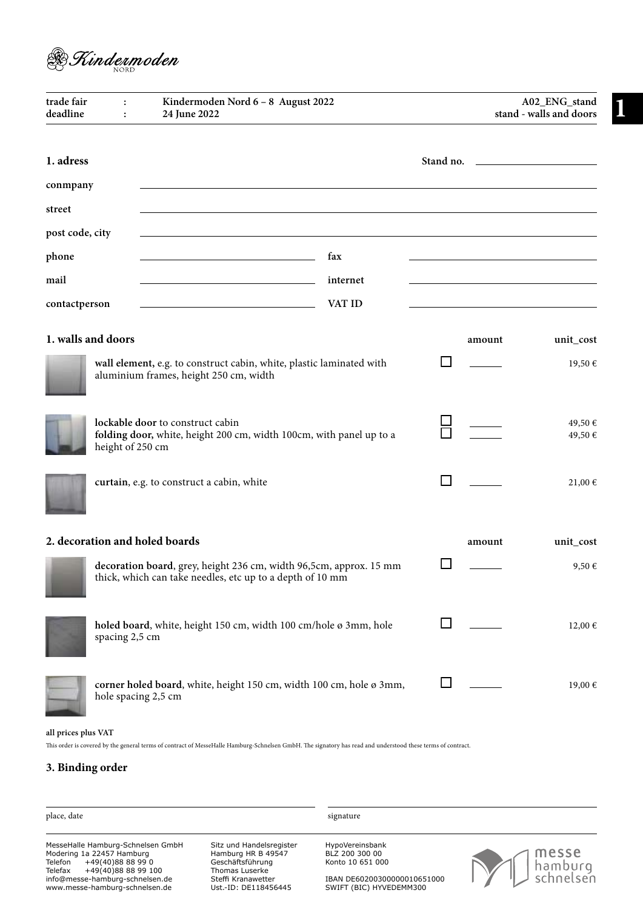Kindermoden NORD

| | | | |
|---|---|---|---|
| **trade fair** | **:** | **Kindermoden Nord 6 – 8 August 2022** | **A02_ENG_stand** |
| **deadline** | **:** | **24 June 2022** | **stand - walls and doors** |

## 1. adress

**Stand no.** ____________________

**conmpany** ____________________

**street** ____________________

**post code, city** ____________________

**phone** ____________________ **fax** ____________________

**mail** ____________________ **internet** ____________________

**contactperson** ____________________ **VAT ID** ____________________

## 1. walls and doors

| | | amount | unit_cost |
|---|---|---|---|
| **wall element,** e.g. to construct cabin, white, plastic laminated with aluminium frames, height 250 cm, width | ☐ | ______ | 19,50 € |
| **lockable door** to construct cabin | ☐ | ______ | 49,50 € |
| **folding door,** white, height 200 cm, width 100cm, with panel up to a height of 250 cm | ☐ | ______ | 49,50 € |
| **curtain**, e.g. to construct a cabin, white | ☐ | ______ | 21,00 € |

## 2. decoration and holed boards

| | | amount | unit_cost |
|---|---|---|---|
| **decoration board**, grey, height 236 cm, width 96,5cm, approx. 15 mm thick, which can take needles, etc up to a depth of 10 mm | ☐ | ______ | 9,50 € |
| **holed board**, white, height 150 cm, width 100 cm/hole ø 3mm, hole spacing 2,5 cm | ☐ | ______ | 12,00 € |
| **corner holed board**, white, height 150 cm, width 100 cm, hole ø 3mm, hole spacing 2,5 cm | ☐ | ______ | 19,00 € |

**all prices plus VAT**

This order is covered by the general terms of contract of MesseHalle Hamburg-Schnelsen GmbH. The signatory has read and understood these terms of contract.

## 3. Binding order

____________________ ____________________

place, date signature

MesseHalle Hamburg-Schnelsen GmbH
Modering 1a 22457 Hamburg
Telefon +49(40)88 88 99 0
Telefax +49(40)88 88 99 100
info@messe-hamburg-schnelsen.de
www.messe-hamburg-schnelsen.de

Sitz und Handelsregister
Hamburg HR B 49547
Geschäftsführung
Thomas Luserke
Steffi Kranawetter
Ust.-ID: DE118456445

HypoVereinsbank
BLZ 200 300 00
Konto 10 651 000

IBAN DE60200300000010651000
SWIFT (BIC) HYVEDEMM300

messe hamburg schnelsen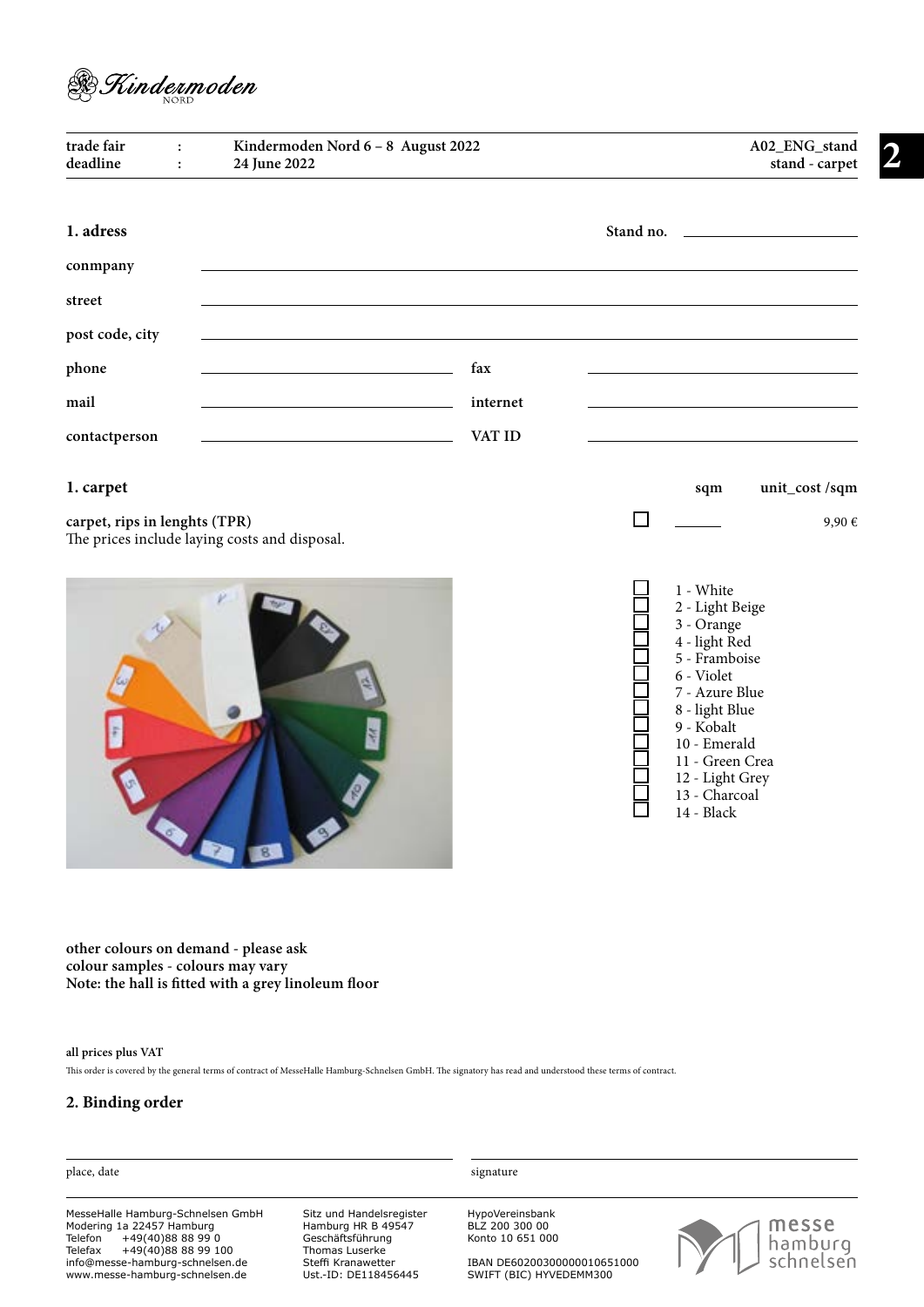Kindermoden NORD

| | | | |
|---|---|---|---|
| **trade fair** | **:** | **Kindermoden Nord 6 – 8 August 2022** | **A02_ENG_stand** |
| **deadline** | **:** | **24 June 2022** | **stand - carpet** |

**2**

## 1. adress

**Stand no.** ____________________

**conmpany** ____________________

**street** ____________________

**post code, city** ____________________

**phone** ____________________ **fax** ____________________

**mail** ____________________ **internet** ____________________

**contactperson** ____________________ **VAT ID** ____________________

## 1. carpet

| | | sqm | unit_cost /sqm |
|---|---|---|---|
| **carpet, rips in lenghts (TPR)**<br>The prices include laying costs and disposal. | ☐ | ______ | 9,90 € |

- ☐ 1 - White
- ☐ 2 - Light Beige
- ☐ 3 - Orange
- ☐ 4 - light Red
- ☐ 5 - Framboise
- ☐ 6 - Violet
- ☐ 7 - Azure Blue
- ☐ 8 - light Blue
- ☐ 9 - Kobalt
- ☐ 10 - Emerald
- ☐ 11 - Green Crea
- ☐ 12 - Light Grey
- ☐ 13 - Charcoal
- ☐ 14 - Black

**other colours on demand - please ask**
**colour samples - colours may vary**
**Note: the hall is fitted with a grey linoleum floor**

**all prices plus VAT**

This order is covered by the general terms of contract of MesseHalle Hamburg-Schnelsen GmbH. The signatory has read and understood these terms of contract.

## 2. Binding order

place, date ____________________ signature ____________________

MesseHalle Hamburg-Schnelsen GmbH
Modering 1a 22457 Hamburg
Telefon +49(40)88 88 99 0
Telefax +49(40)88 88 99 100
info@messe-hamburg-schnelsen.de
www.messe-hamburg-schnelsen.de

Sitz und Handelsregister
Hamburg HR B 49547
Geschäftsführung
Thomas Luserke
Steffi Kranawetter
Ust.-ID: DE118456445

HypoVereinsbank
BLZ 200 300 00
Konto 10 651 000

IBAN DE60200300000010651000
SWIFT (BIC) HYVEDEMM300

messe hamburg schnelsen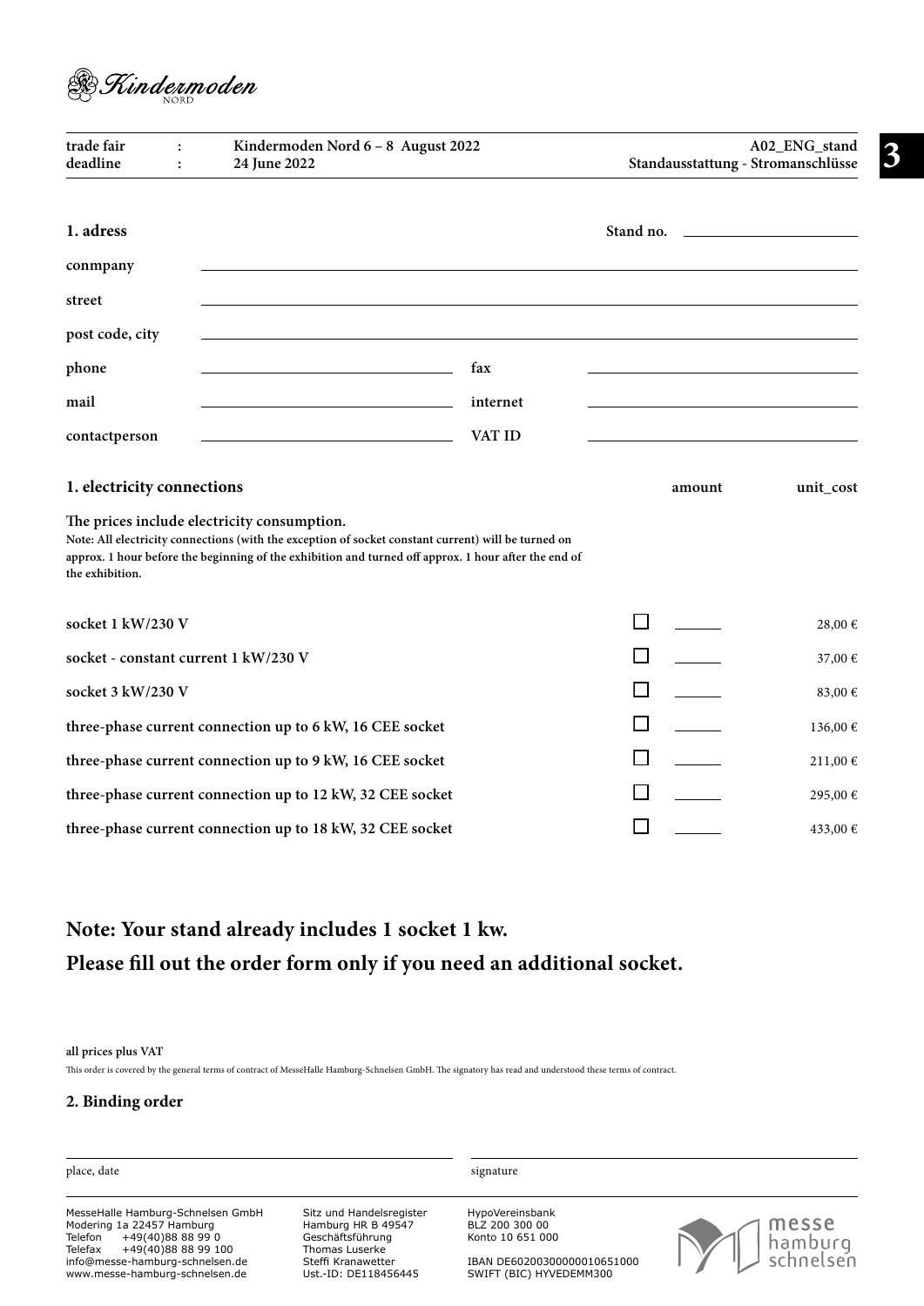Kindermoden NORD

| | | | |
|---|---|---|---|
| **trade fair** | **:** | **Kindermoden Nord 6 – 8 August 2022** | **A02_ENG_stand** |
| **deadline** | **:** | **24 June 2022** | **Standausstattung - Stromanschlüsse** |

**3**

## 1. adress

**Stand no.** \_\_\_\_\_\_\_\_\_\_\_\_\_\_\_\_

**conmpany** \_\_\_\_\_\_\_\_\_\_\_\_\_\_\_\_

**street** \_\_\_\_\_\_\_\_\_\_\_\_\_\_\_\_

**post code, city** \_\_\_\_\_\_\_\_\_\_\_\_\_\_\_\_

**phone** \_\_\_\_\_\_\_\_\_\_\_\_\_\_\_\_ **fax** \_\_\_\_\_\_\_\_\_\_\_\_\_\_\_\_

**mail** \_\_\_\_\_\_\_\_\_\_\_\_\_\_\_\_ **internet** \_\_\_\_\_\_\_\_\_\_\_\_\_\_\_\_

**contactperson** \_\_\_\_\_\_\_\_\_\_\_\_\_\_\_\_ **VAT ID** \_\_\_\_\_\_\_\_\_\_\_\_\_\_\_\_

## 1. electricity connections

**The prices include electricity consumption.**

**Note: All electricity connections (with the exception of socket constant current) will be turned on approx. 1 hour before the beginning of the exhibition and turned off approx. 1 hour after the end of the exhibition.**

| | | amount | unit_cost |
|---|---|---|---|
| **socket 1 kW/230 V** | ☐ | \_\_\_\_\_\_ | 28,00 € |
| **socket - constant current 1 kW/230 V** | ☐ | \_\_\_\_\_\_ | 37,00 € |
| **socket 3 kW/230 V** | ☐ | \_\_\_\_\_\_ | 83,00 € |
| **three-phase current connection up to 6 kW, 16 CEE socket** | ☐ | \_\_\_\_\_\_ | 136,00 € |
| **three-phase current connection up to 9 kW, 16 CEE socket** | ☐ | \_\_\_\_\_\_ | 211,00 € |
| **three-phase current connection up to 12 kW, 32 CEE socket** | ☐ | \_\_\_\_\_\_ | 295,00 € |
| **three-phase current connection up to 18 kW, 32 CEE socket** | ☐ | \_\_\_\_\_\_ | 433,00 € |

## Note: Your stand already includes 1 socket 1 kw.
## Please fill out the order form only if you need an additional socket.

**all prices plus VAT**

This order is covered by the general terms of contract of MesseHalle Hamburg-Schnelsen GmbH. The signatory has read and understood these terms of contract.

## 2. Binding order

\_\_\_\_\_\_\_\_\_\_\_\_\_\_\_\_ \_\_\_\_\_\_\_\_\_\_\_\_\_\_\_\_

place, date signature

MesseHalle Hamburg-Schnelsen GmbH
Modering 1a 22457 Hamburg
Telefon +49(40)88 88 99 0
Telefax +49(40)88 88 99 100
info@messe-hamburg-schnelsen.de
www.messe-hamburg-schnelsen.de

Sitz und Handelsregister
Hamburg HR B 49547
Geschäftsführung
Thomas Luserke
Steffi Kranawetter
Ust.-ID: DE118456445

HypoVereinsbank
BLZ 200 300 00
Konto 10 651 000

IBAN DE60200300000010651000
SWIFT (BIC) HYVEDEMM300

messe hamburg schnelsen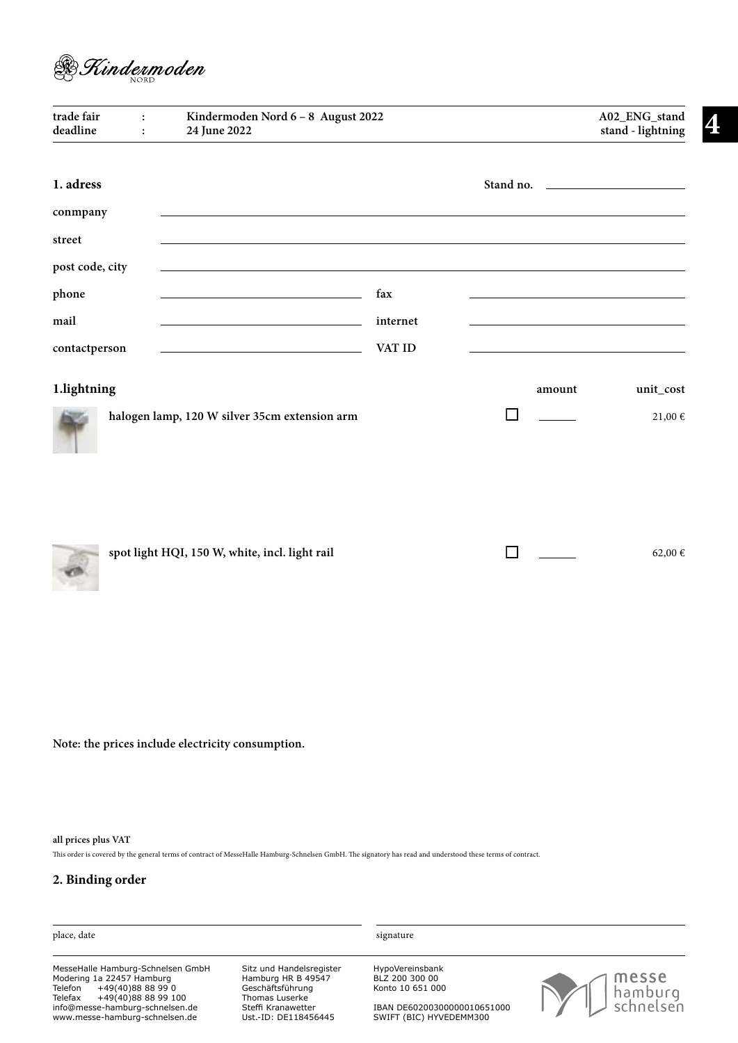Kindermoden NORD

| | | | |
|---|---|---|---|
| **trade fair** | **:** | **Kindermoden Nord 6 – 8 August 2022** | **A02_ENG_stand** |
| **deadline** | **:** | **24 June 2022** | **stand - lightning** |

**4**

## 1. adress

**Stand no.** ______________

**conmpany** ______________

**street** ______________

**post code, city** ______________

**phone** ______________ **fax** ______________

**mail** ______________ **internet** ______________

**contactperson** ______________ **VAT ID** ______________

## 1.lightning

| | | amount | unit_cost |
|---|---|---|---|
| **halogen lamp, 120 W silver 35cm extension arm** | ☐ | ______ | 21,00 € |
| **spot light HQI, 150 W, white, incl. light rail** | ☐ | ______ | 62,00 € |

**Note: the prices include electricity consumption.**

**all prices plus VAT**

This order is covered by the general terms of contract of MesseHalle Hamburg-Schnelsen GmbH. The signatory has read and understood these terms of contract.

## 2. Binding order

place, date ______________ signature ______________

MesseHalle Hamburg-Schnelsen GmbH
Modering 1a 22457 Hamburg
Telefon +49(40)88 88 99 0
Telefax +49(40)88 88 99 100
info@messe-hamburg-schnelsen.de
www.messe-hamburg-schnelsen.de

Sitz und Handelsregister
Hamburg HR B 49547
Geschäftsführung
Thomas Luserke
Steffi Kranawetter
Ust.-ID: DE118456445

HypoVereinsbank
BLZ 200 300 00
Konto 10 651 000

IBAN DE60200300000010651000
SWIFT (BIC) HYVEDEMM300

messe hamburg schnelsen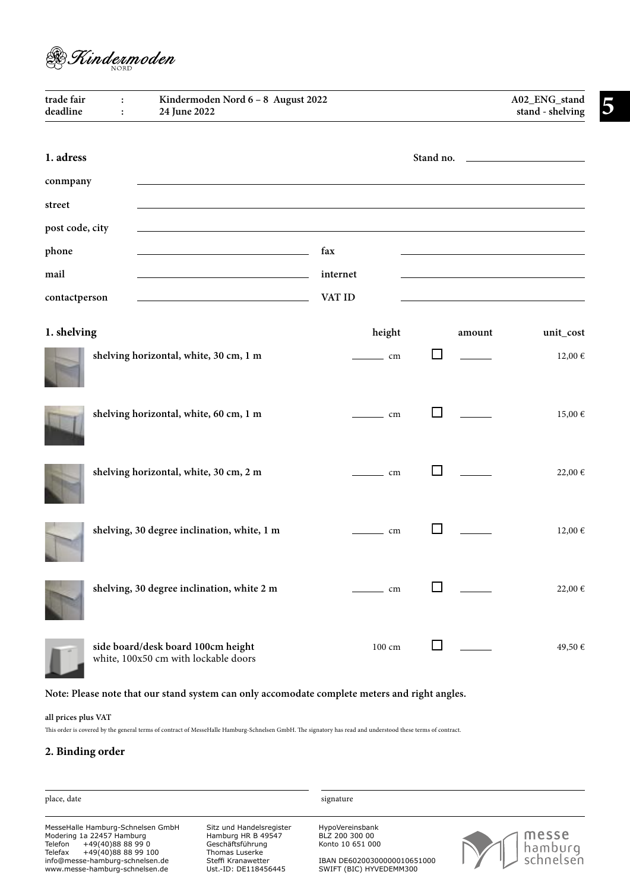Kindermoden NORD

| | | | |
|---|---|---|---|
| trade fair | : | Kindermoden Nord 6 – 8 August 2022 | A02_ENG_stand |
| deadline | : | 24 June 2022 | stand - shelving |

## 1. adress

Stand no. ____________

conmpany ____________

street ____________

post code, city ____________

phone ____________ fax ____________

mail ____________ internet ____________

contactperson ____________ VAT ID ____________

## 1. shelving

| | height | | amount | unit_cost |
|---|---|---|---|---|
| **shelving horizontal, white, 30 cm, 1 m** | ______ cm | ☐ | ______ | 12,00 € |
| **shelving horizontal, white, 60 cm, 1 m** | ______ cm | ☐ | ______ | 15,00 € |
| **shelving horizontal, white, 30 cm, 2 m** | ______ cm | ☐ | ______ | 22,00 € |
| **shelving, 30 degree inclination, white, 1 m** | ______ cm | ☐ | ______ | 12,00 € |
| **shelving, 30 degree inclination, white 2 m** | ______ cm | ☐ | ______ | 22,00 € |
| **side board/desk board 100cm height** white, 100x50 cm with lockable doors | 100 cm | ☐ | ______ | 49,50 € |

**Note: Please note that our stand system can only accomodate complete meters and right angles.**

**all prices plus VAT**

This order is covered by the general terms of contract of MesseHalle Hamburg-Schnelsen GmbH. The signatory has read and understood these terms of contract.

## 2. Binding order

place, date ____________ signature ____________

MesseHalle Hamburg-Schnelsen GmbH
Modering 1a 22457 Hamburg
Telefon +49(40)88 88 99 0
Telefax +49(40)88 88 99 100
info@messe-hamburg-schnelsen.de
www.messe-hamburg-schnelsen.de

Sitz und Handelsregister
Hamburg HR B 49547
Geschäftsführung
Thomas Luserke
Steffi Kranawetter
Ust.-ID: DE118456445

HypoVereinsbank
BLZ 200 300 00
Konto 10 651 000

IBAN DE60200300000010651000
SWIFT (BIC) HYVEDEMM300

messe hamburg schnelsen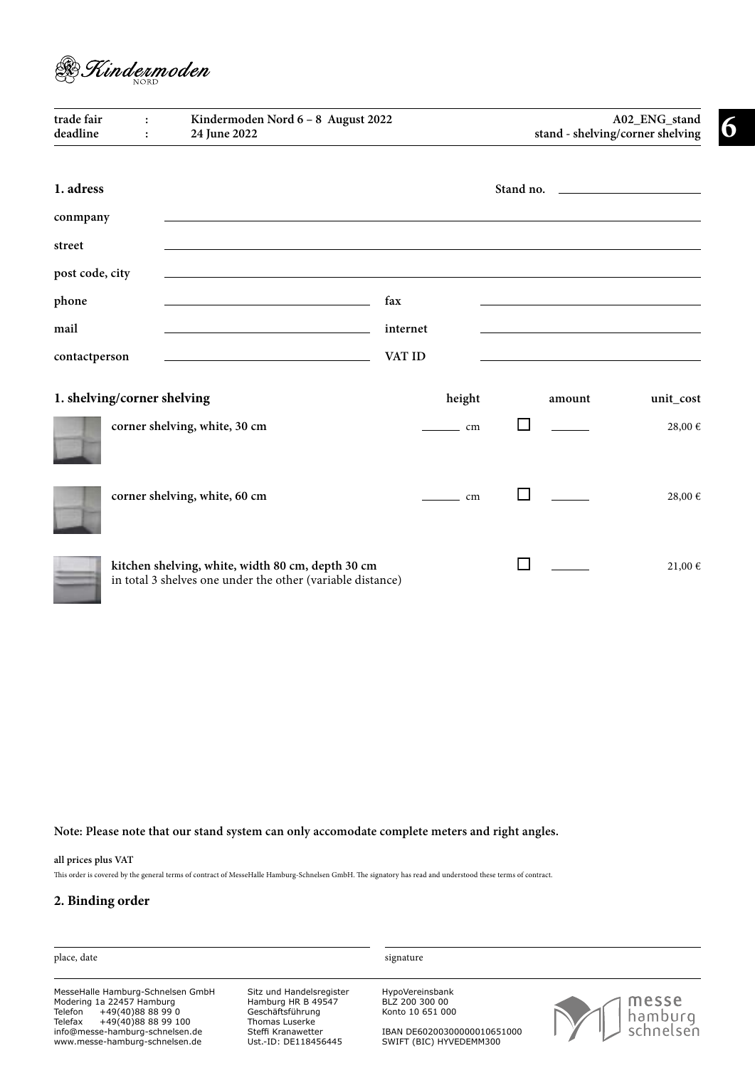Kindermoden NORD

| | | | |
|---|---|---|---|
| trade fair | : | Kindermoden Nord 6 – 8 August 2022 | A02_ENG_stand |
| deadline | : | 24 June 2022 | stand - shelving/corner shelving |

6

## 1. adress

Stand no. ____________________

conmpany ____________________

street ____________________

post code, city ____________________

phone ____________________ fax ____________________

mail ____________________ internet ____________________

contactperson ____________________ VAT ID ____________________

## 1. shelving/corner shelving

| | height | | amount | unit_cost |
|---|---|---|---|---|
| corner shelving, white, 30 cm | ______ cm | ☐ | ______ | 28,00 € |
| corner shelving, white, 60 cm | ______ cm | ☐ | ______ | 28,00 € |
| **kitchen shelving, white, width 80 cm, depth 30 cm**<br>in total 3 shelves one under the other (variable distance) | | ☐ | ______ | 21,00 € |

**Note: Please note that our stand system can only accomodate complete meters and right angles.**

**all prices plus VAT**

This order is covered by the general terms of contract of MesseHalle Hamburg-Schnelsen GmbH. The signatory has read and understood these terms of contract.

## 2. Binding order

place, date ____________________ signature ____________________

MesseHalle Hamburg-Schnelsen GmbH
Modering 1a 22457 Hamburg
Telefon +49(40)88 88 99 0
Telefax +49(40)88 88 99 100
info@messe-hamburg-schnelsen.de
www.messe-hamburg-schnelsen.de

Sitz und Handelsregister
Hamburg HR B 49547
Geschäftsführung
Thomas Luserke
Steffi Kranawetter
Ust.-ID: DE118456445

HypoVereinsbank
BLZ 200 300 00
Konto 10 651 000

IBAN DE60200300000010651000
SWIFT (BIC) HYVEDEMM300

messe hamburg schnelsen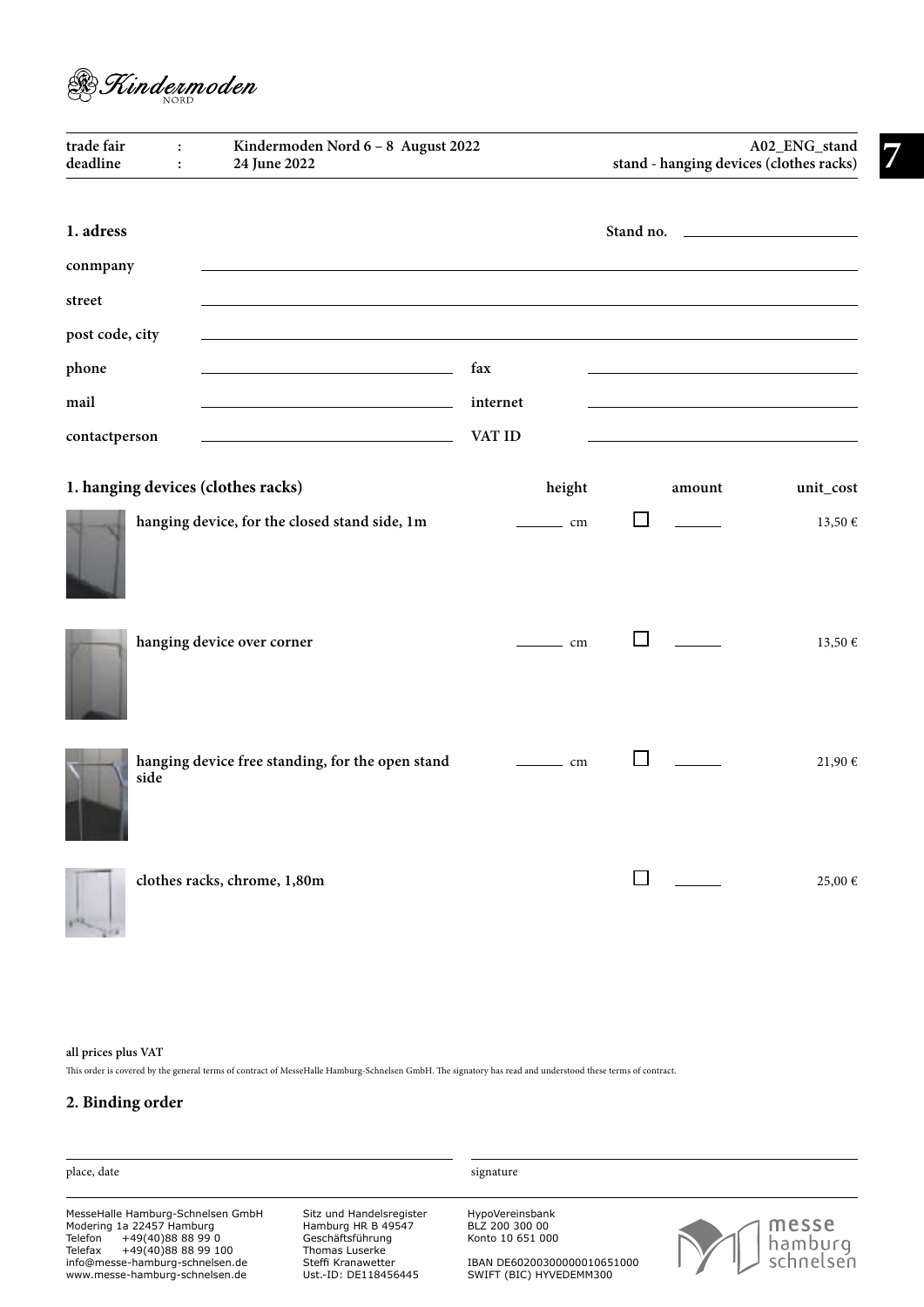Kindermoden NORD

| | | | |
|---|---|---|---|
| **trade fair** | **:** | **Kindermoden Nord 6 – 8 August 2022** | **A02_ENG_stand** |
| **deadline** | **:** | **24 June 2022** | **stand - hanging devices (clothes racks)** |

## 1. adress

**Stand no.** ____________

| | | | |
|---|---|---|---|
| **conmpany** | | | |
| **street** | | | |
| **post code, city** | | | |
| **phone** | | **fax** | |
| **mail** | | **internet** | |
| **contactperson** | | **VAT ID** | |

## 1. hanging devices (clothes racks)

| | height | | amount | unit_cost |
|---|---|---|---|---|
| **hanging device, for the closed stand side, 1m** | ______ cm | ☐ | ______ | 13,50 € |
| **hanging device over corner** | ______ cm | ☐ | ______ | 13,50 € |
| **hanging device free standing, for the open stand side** | ______ cm | ☐ | ______ | 21,90 € |
| **clothes racks, chrome, 1,80m** | | ☐ | ______ | 25,00 € |

**all prices plus VAT**

This order is covered by the general terms of contract of MesseHalle Hamburg-Schnelsen GmbH. The signatory has read and understood these terms of contract.

## 2. Binding order

place, date ____________________ signature ____________________

MesseHalle Hamburg-Schnelsen GmbH
Modering 1a 22457 Hamburg
Telefon +49(40)88 88 99 0
Telefax +49(40)88 88 99 100
info@messe-hamburg-schnelsen.de
www.messe-hamburg-schnelsen.de

Sitz und Handelsregister
Hamburg HR B 49547
Geschäftsführung
Thomas Luserke
Steffi Kranawetter
Ust.-ID: DE118456445

HypoVereinsbank
BLZ 200 300 00
Konto 10 651 000

IBAN DE60200300000010651000
SWIFT (BIC) HYVEDEMM300

messe hamburg schnelsen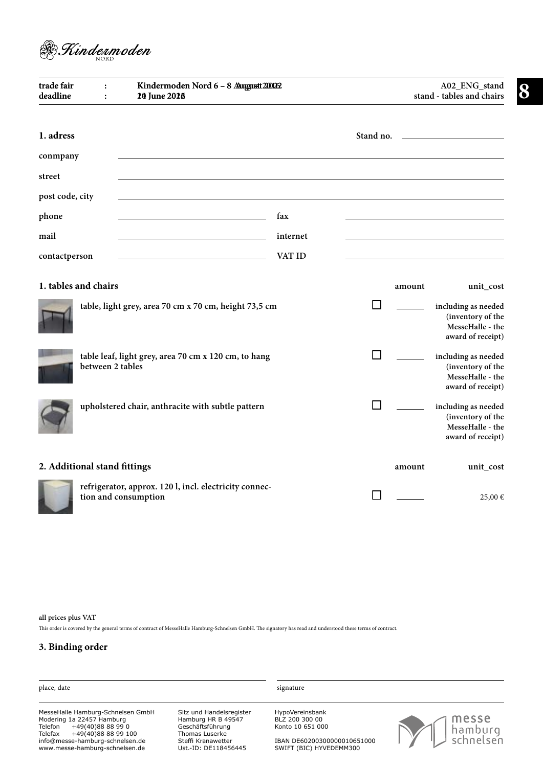Kindermoden NORD

| | | | |
|---|---|---|---|
| **trade fair** | : | **Kindermoden Nord 6 – 8 August 2026** | A02_ENG_stand |
| **deadline** | : | **20 June 2026** | stand - tables and chairs |

**8**

## 1. adress

**Stand no.** ________________

**conmpany** ________________

**street** ________________

**post code, city** ________________

**phone** ________________ **fax** ________________

**mail** ________________ **internet** ________________

**contactperson** ________________ **VAT ID** ________________

## 1. tables and chairs

| | | amount | unit_cost |
|---|---|---|---|
| **table, light grey, area 70 cm x 70 cm, height 73,5 cm** | ☐ | ______ | **including as needed (inventory of the MesseHalle - the award of receipt)** |
| **table leaf, light grey, area 70 cm x 120 cm, to hang between 2 tables** | ☐ | ______ | **including as needed (inventory of the MesseHalle - the award of receipt)** |
| **upholstered chair, anthracite with subtle pattern** | ☐ | ______ | **including as needed (inventory of the MesseHalle - the award of receipt)** |

## 2. Additional stand fittings

| | | amount | unit_cost |
|---|---|---|---|
| **refrigerator, approx. 120 l, incl. electricity connection and consumption** | ☐ | ______ | 25,00 € |

**all prices plus VAT**

This order is covered by the general terms of contract of MesseHalle Hamburg-Schnelsen GmbH. The signatory has read and understood these terms of contract.

## 3. Binding order

place, date ________________ signature ________________

MesseHalle Hamburg-Schnelsen GmbH
Modering 1a 22457 Hamburg
Telefon +49(40)88 88 99 0
Telefax +49(40)88 88 99 100
info@messe-hamburg-schnelsen.de
www.messe-hamburg-schnelsen.de

Sitz und Handelsregister
Hamburg HR B 49547
Geschäftsführung
Thomas Luserke
Steffi Kranawetter
Ust.-ID: DE118456445

HypoVereinsbank
BLZ 200 300 00
Konto 10 651 000

IBAN DE60200300000010651000
SWIFT (BIC) HYVEDEMM300

messe hamburg schnelsen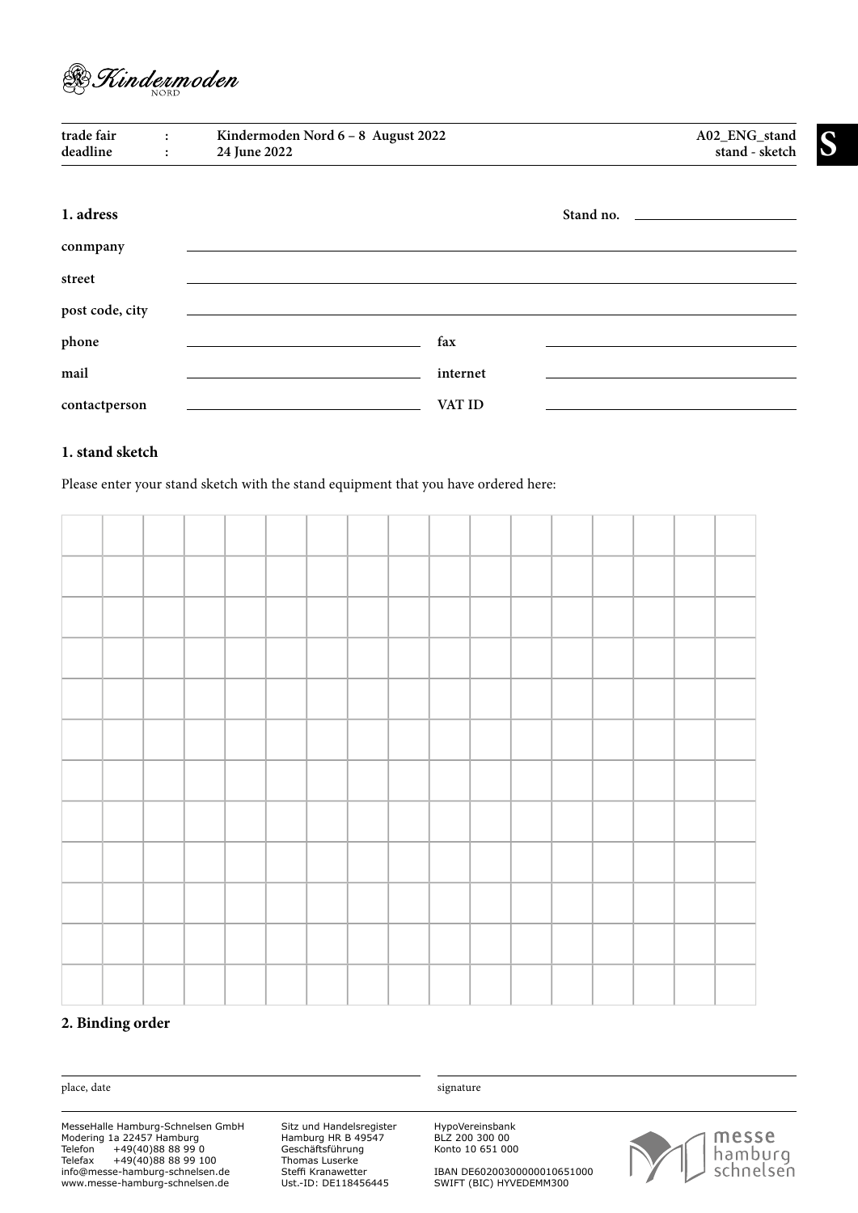Kindermoden NORD

| | | | |
|---|---|---|---|
| trade fair | : | Kindermoden Nord 6 – 8 August 2022 | A02_ENG_stand |
| deadline | : | 24 June 2022 | stand - sketch |

S

## 1. adress

Stand no. \_\_\_\_\_\_\_\_\_\_\_\_\_\_\_\_\_\_

conmpany \_\_\_\_\_\_\_\_\_\_\_\_\_\_\_\_\_\_\_\_\_\_\_\_\_\_\_\_\_\_\_\_\_\_\_\_\_\_\_\_

street \_\_\_\_\_\_\_\_\_\_\_\_\_\_\_\_\_\_\_\_\_\_\_\_\_\_\_\_\_\_\_\_\_\_\_\_\_\_\_\_

post code, city \_\_\_\_\_\_\_\_\_\_\_\_\_\_\_\_\_\_\_\_\_\_\_\_\_\_\_\_\_\_\_\_\_\_\_\_\_\_\_\_

phone \_\_\_\_\_\_\_\_\_\_\_\_\_\_\_\_\_\_\_\_ fax \_\_\_\_\_\_\_\_\_\_\_\_\_\_\_\_\_\_\_\_

mail \_\_\_\_\_\_\_\_\_\_\_\_\_\_\_\_\_\_\_\_ internet \_\_\_\_\_\_\_\_\_\_\_\_\_\_\_\_\_\_\_\_

contactperson \_\_\_\_\_\_\_\_\_\_\_\_\_\_\_\_\_\_\_\_ VAT ID \_\_\_\_\_\_\_\_\_\_\_\_\_\_\_\_\_\_\_\_

## 1. stand sketch

Please enter your stand sketch with the stand equipment that you have ordered here:

## 2. Binding order

\_\_\_\_\_\_\_\_\_\_\_\_\_\_\_\_\_\_\_\_\_\_\_\_\_\_\_\_\_\_ \_\_\_\_\_\_\_\_\_\_\_\_\_\_\_\_\_\_\_\_\_\_\_\_\_\_\_\_\_\_

place, date signature

MesseHalle Hamburg-Schnelsen GmbH
Modering 1a 22457 Hamburg
Telefon +49(40)88 88 99 0
Telefax +49(40)88 88 99 100
info@messe-hamburg-schnelsen.de
www.messe-hamburg-schnelsen.de

Sitz und Handelsregister
Hamburg HR B 49547
Geschäftsführung
Thomas Luserke
Steffi Kranawetter
Ust.-ID: DE118456445

HypoVereinsbank
BLZ 200 300 00
Konto 10 651 000

IBAN DE60200300000010651000
SWIFT (BIC) HYVEDEMM300

messe hamburg schnelsen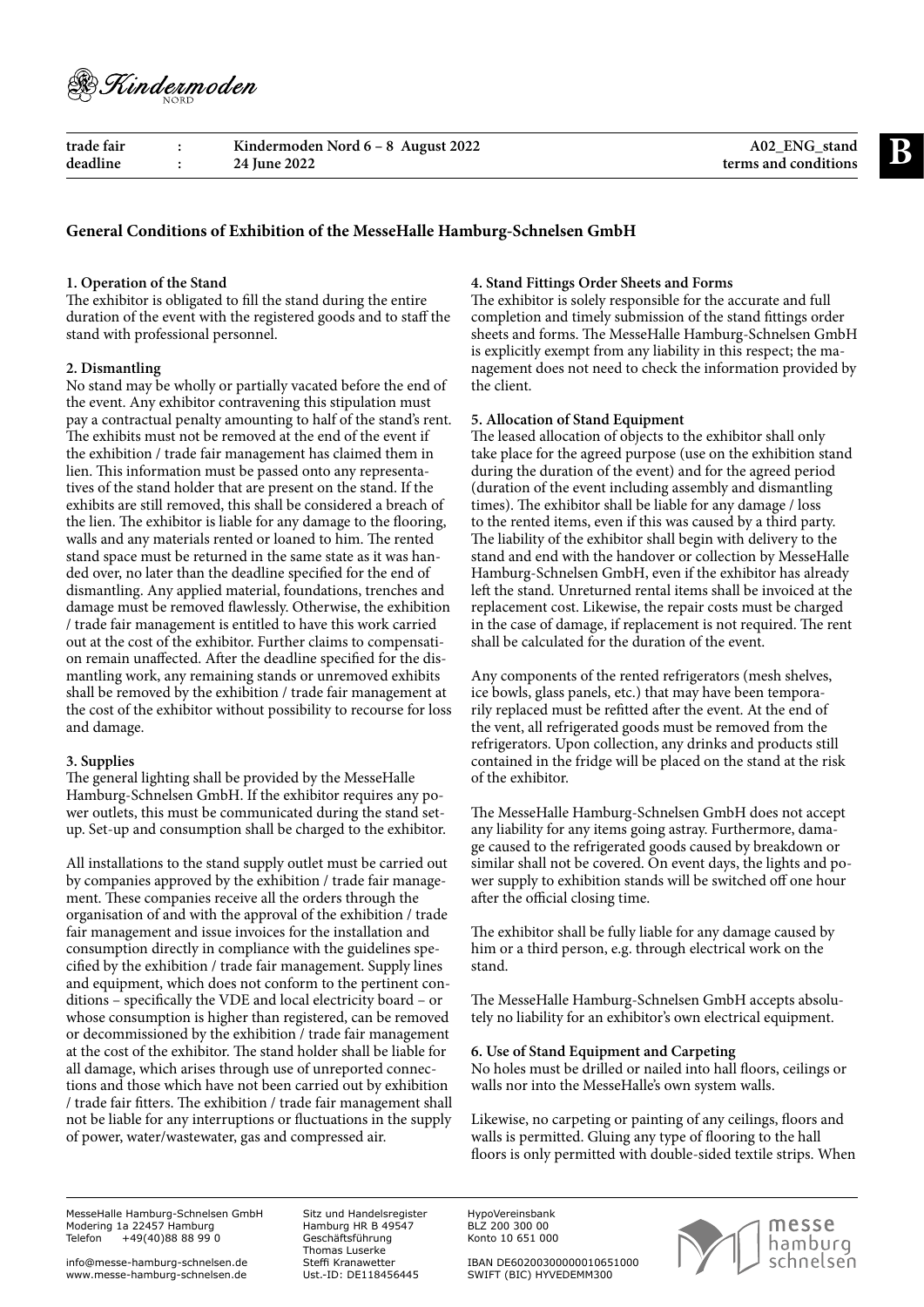| | | | |
|---|---|---|---|
| **trade fair** | **:** | **Kindermoden Nord 6 – 8 August 2022** | **A02_ENG_stand** |
| **deadline** | **:** | **24 June 2022** | **terms and conditions** |

## General Conditions of Exhibition of the MesseHalle Hamburg-Schnelsen GmbH

**1. Operation of the Stand**
The exhibitor is obligated to fill the stand during the entire duration of the event with the registered goods and to staff the stand with professional personnel.

**2. Dismantling**
No stand may be wholly or partially vacated before the end of the event. Any exhibitor contravening this stipulation must pay a contractual penalty amounting to half of the stand's rent. The exhibits must not be removed at the end of the event if the exhibition / trade fair management has claimed them in lien. This information must be passed onto any representatives of the stand holder that are present on the stand. If the exhibits are still removed, this shall be considered a breach of the lien. The exhibitor is liable for any damage to the flooring, walls and any materials rented or loaned to him. The rented stand space must be returned in the same state as it was handed over, no later than the deadline specified for the end of dismantling. Any applied material, foundations, trenches and damage must be removed flawlessly. Otherwise, the exhibition / trade fair management is entitled to have this work carried out at the cost of the exhibitor. Further claims to compensation remain unaffected. After the deadline specified for the dismantling work, any remaining stands or unremoved exhibits shall be removed by the exhibition / trade fair management at the cost of the exhibitor without possibility to recourse for loss and damage.

**3. Supplies**
The general lighting shall be provided by the MesseHalle Hamburg-Schnelsen GmbH. If the exhibitor requires any power outlets, this must be communicated during the stand set-up. Set-up and consumption shall be charged to the exhibitor.

All installations to the stand supply outlet must be carried out by companies approved by the exhibition / trade fair management. These companies receive all the orders through the organisation of and with the approval of the exhibition / trade fair management and issue invoices for the installation and consumption directly in compliance with the guidelines specified by the exhibition / trade fair management. Supply lines and equipment, which does not conform to the pertinent conditions – specifically the VDE and local electricity board – or whose consumption is higher than registered, can be removed or decommissioned by the exhibition / trade fair management at the cost of the exhibitor. The stand holder shall be liable for all damage, which arises through use of unreported connections and those which have not been carried out by exhibition / trade fair fitters. The exhibition / trade fair management shall not be liable for any interruptions or fluctuations in the supply of power, water/wastewater, gas and compressed air.

**4. Stand Fittings Order Sheets and Forms**
The exhibitor is solely responsible for the accurate and full completion and timely submission of the stand fittings order sheets and forms. The MesseHalle Hamburg-Schnelsen GmbH is explicitly exempt from any liability in this respect; the management does not need to check the information provided by the client.

**5. Allocation of Stand Equipment**
The leased allocation of objects to the exhibitor shall only take place for the agreed purpose (use on the exhibition stand during the duration of the event) and for the agreed period (duration of the event including assembly and dismantling times). The exhibitor shall be liable for any damage / loss to the rented items, even if this was caused by a third party. The liability of the exhibitor shall begin with delivery to the stand and end with the handover or collection by MesseHalle Hamburg-Schnelsen GmbH, even if the exhibitor has already left the stand. Unreturned rental items shall be invoiced at the replacement cost. Likewise, the repair costs must be charged in the case of damage, if replacement is not required. The rent shall be calculated for the duration of the event.

Any components of the rented refrigerators (mesh shelves, ice bowls, glass panels, etc.) that may have been temporarily replaced must be refitted after the event. At the end of the vent, all refrigerated goods must be removed from the refrigerators. Upon collection, any drinks and products still contained in the fridge will be placed on the stand at the risk of the exhibitor.

The MesseHalle Hamburg-Schnelsen GmbH does not accept any liability for any items going astray. Furthermore, damage caused to the refrigerated goods caused by breakdown or similar shall not be covered. On event days, the lights and power supply to exhibition stands will be switched off one hour after the official closing time.

The exhibitor shall be fully liable for any damage caused by him or a third person, e.g. through electrical work on the stand.

The MesseHalle Hamburg-Schnelsen GmbH accepts absolutely no liability for an exhibitor's own electrical equipment.

**6. Use of Stand Equipment and Carpeting**
No holes must be drilled or nailed into hall floors, ceilings or walls nor into the MesseHalle's own system walls.

Likewise, no carpeting or painting of any ceilings, floors and walls is permitted. Gluing any type of flooring to the hall floors is only permitted with double-sided textile strips. When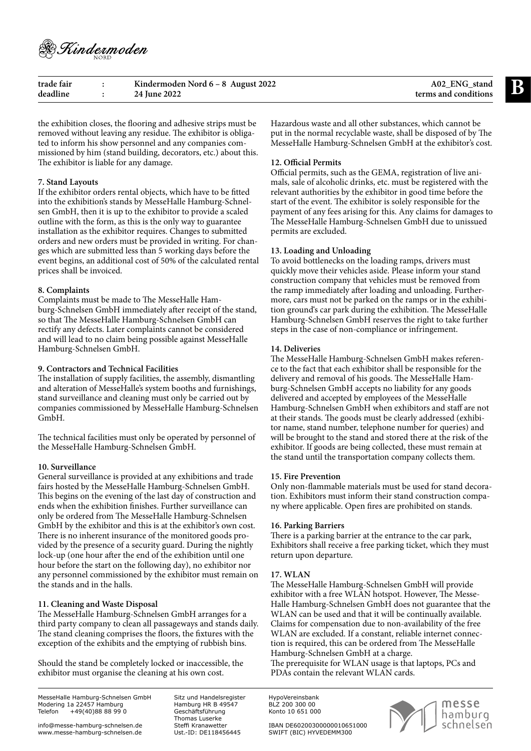the exhibition closes, the flooring and adhesive strips must be removed without leaving any residue. The exhibitor is obligated to inform his show personnel and any companies commissioned by him (stand building, decorators, etc.) about this. The exhibitor is liable for any damage.

**7. Stand Layouts**
If the exhibitor orders rental objects, which have to be fitted into the exhibition's stands by MesseHalle Hamburg-Schnelsen GmbH, then it is up to the exhibitor to provide a scaled outline with the form, as this is the only way to guarantee installation as the exhibitor requires. Changes to submitted orders and new orders must be provided in writing. For changes which are submitted less than 5 working days before the event begins, an additional cost of 50% of the calculated rental prices shall be invoiced.

**8. Complaints**
Complaints must be made to The MesseHalle Hamburg-Schnelsen GmbH immediately after receipt of the stand, so that The MesseHalle Hamburg-Schnelsen GmbH can rectify any defects. Later complaints cannot be considered and will lead to no claim being possible against MesseHalle Hamburg-Schnelsen GmbH.

**9. Contractors and Technical Facilities**
The installation of supply facilities, the assembly, dismantling and alteration of MesseHalle's system booths and furnishings, stand surveillance and cleaning must only be carried out by companies commissioned by MesseHalle Hamburg-Schnelsen GmbH.

The technical facilities must only be operated by personnel of the MesseHalle Hamburg-Schnelsen GmbH.

**10. Surveillance**
General surveillance is provided at any exhibitions and trade fairs hosted by the MesseHalle Hamburg-Schnelsen GmbH. This begins on the evening of the last day of construction and ends when the exhibition finishes. Further surveillance can only be ordered from The MesseHalle Hamburg-Schnelsen GmbH by the exhibitor and this is at the exhibitor's own cost. There is no inherent insurance of the monitored goods provided by the presence of a security guard. During the nightly lock-up (one hour after the end of the exhibition until one hour before the start on the following day), no exhibitor nor any personnel commissioned by the exhibitor must remain on the stands and in the halls.

**11. Cleaning and Waste Disposal**
The MesseHalle Hamburg-Schnelsen GmbH arranges for a third party company to clean all passageways and stands daily. The stand cleaning comprises the floors, the fixtures with the exception of the exhibits and the emptying of rubbish bins.

Should the stand be completely locked or inaccessible, the exhibitor must organise the cleaning at his own cost.

Hazardous waste and all other substances, which cannot be put in the normal recyclable waste, shall be disposed of by The MesseHalle Hamburg-Schnelsen GmbH at the exhibitor's cost.

**12. Official Permits**
Official permits, such as the GEMA, registration of live animals, sale of alcoholic drinks, etc. must be registered with the relevant authorities by the exhibitor in good time before the start of the event. The exhibitor is solely responsible for the payment of any fees arising for this. Any claims for damages to The MesseHalle Hamburg-Schnelsen GmbH due to unissued permits are excluded.

**13. Loading and Unloading**
To avoid bottlenecks on the loading ramps, drivers must quickly move their vehicles aside. Please inform your stand construction company that vehicles must be removed from the ramp immediately after loading and unloading. Furthermore, cars must not be parked on the ramps or in the exhibition ground's car park during the exhibition. The MesseHalle Hamburg-Schnelsen GmbH reserves the right to take further steps in the case of non-compliance or infringement.

**14. Deliveries**
The MesseHalle Hamburg-Schnelsen GmbH makes reference to the fact that each exhibitor shall be responsible for the delivery and removal of his goods. The MesseHalle Hamburg-Schnelsen GmbH accepts no liability for any goods delivered and accepted by employees of the MesseHalle Hamburg-Schnelsen GmbH when exhibitors and staff are not at their stands. The goods must be clearly addressed (exhibitor name, stand number, telephone number for queries) and will be brought to the stand and stored there at the risk of the exhibitor. If goods are being collected, these must remain at the stand until the transportation company collects them.

**15. Fire Prevention**
Only non-flammable materials must be used for stand decoration. Exhibitors must inform their stand construction company where applicable. Open fires are prohibited on stands.

**16. Parking Barriers**
There is a parking barrier at the entrance to the car park, Exhibitors shall receive a free parking ticket, which they must return upon departure.

**17. WLAN**
The MesseHalle Hamburg-Schnelsen GmbH will provide exhibitor with a free WLAN hotspot. However, The MesseHalle Hamburg-Schnelsen GmbH does not guarantee that the WLAN can be used and that it will be continually available. Claims for compensation due to non-availability of the free WLAN are excluded. If a constant, reliable internet connection is required, this can be ordered from The MesseHalle Hamburg-Schnelsen GmbH at a charge.
The prerequisite for WLAN usage is that laptops, PCs and PDAs contain the relevant WLAN cards.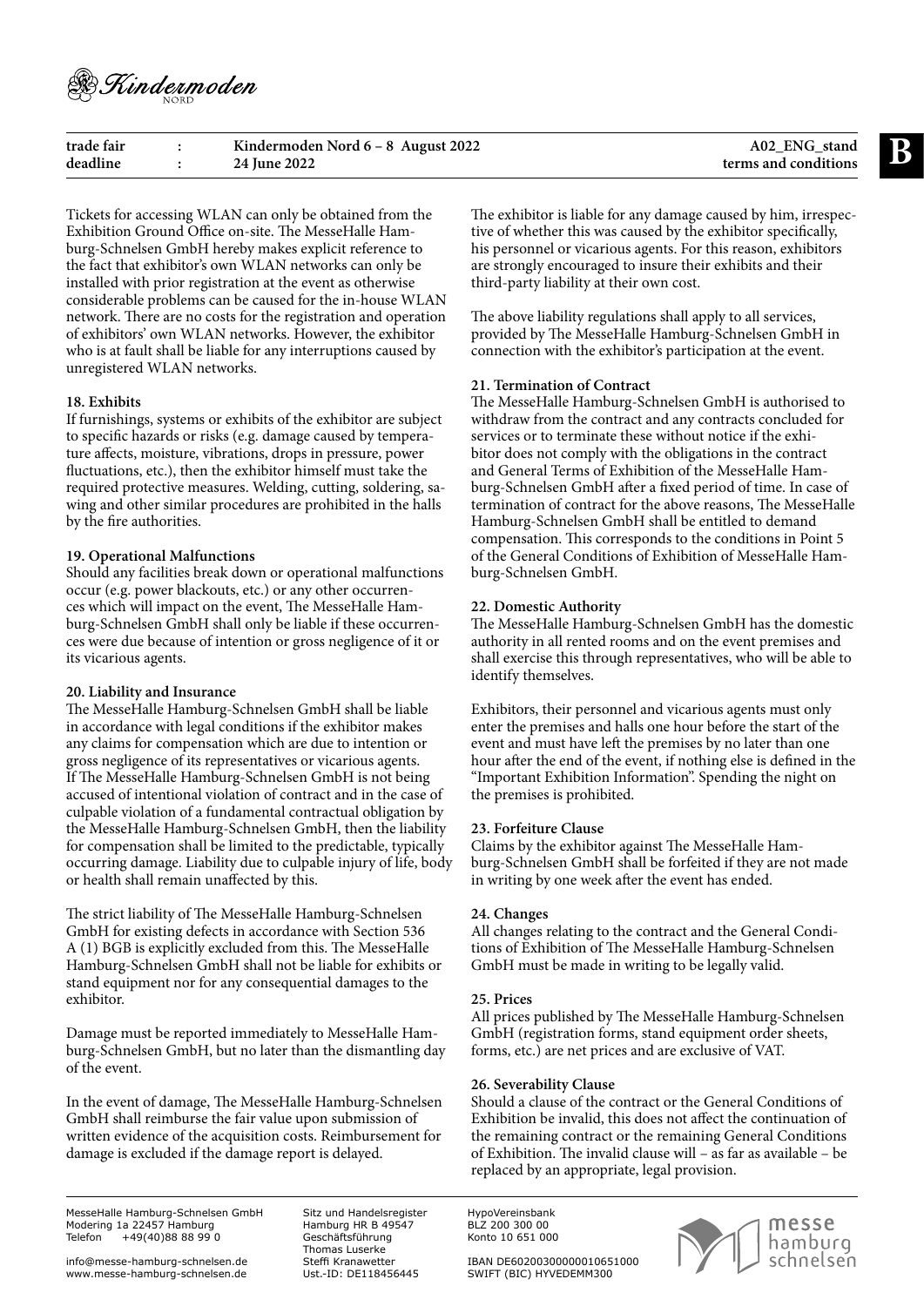Tickets for accessing WLAN can only be obtained from the Exhibition Ground Office on-site. The MesseHalle Hamburg-Schnelsen GmbH hereby makes explicit reference to the fact that exhibitor's own WLAN networks can only be installed with prior registration at the event as otherwise considerable problems can be caused for the in-house WLAN network. There are no costs for the registration and operation of exhibitors' own WLAN networks. However, the exhibitor who is at fault shall be liable for any interruptions caused by unregistered WLAN networks.

### 18. Exhibits

If furnishings, systems or exhibits of the exhibitor are subject to specific hazards or risks (e.g. damage caused by temperature affects, moisture, vibrations, drops in pressure, power fluctuations, etc.), then the exhibitor himself must take the required protective measures. Welding, cutting, soldering, sawing and other similar procedures are prohibited in the halls by the fire authorities.

### 19. Operational Malfunctions

Should any facilities break down or operational malfunctions occur (e.g. power blackouts, etc.) or any other occurrences which will impact on the event, The MesseHalle Hamburg-Schnelsen GmbH shall only be liable if these occurrences were due because of intention or gross negligence of it or its vicarious agents.

### 20. Liability and Insurance

The MesseHalle Hamburg-Schnelsen GmbH shall be liable in accordance with legal conditions if the exhibitor makes any claims for compensation which are due to intention or gross negligence of its representatives or vicarious agents. If The MesseHalle Hamburg-Schnelsen GmbH is not being accused of intentional violation of contract and in the case of culpable violation of a fundamental contractual obligation by the MesseHalle Hamburg-Schnelsen GmbH, then the liability for compensation shall be limited to the predictable, typically occurring damage. Liability due to culpable injury of life, body or health shall remain unaffected by this.

The strict liability of The MesseHalle Hamburg-Schnelsen GmbH for existing defects in accordance with Section 536 A (1) BGB is explicitly excluded from this. The MesseHalle Hamburg-Schnelsen GmbH shall not be liable for exhibits or stand equipment nor for any consequential damages to the exhibitor.

Damage must be reported immediately to MesseHalle Hamburg-Schnelsen GmbH, but no later than the dismantling day of the event.

In the event of damage, The MesseHalle Hamburg-Schnelsen GmbH shall reimburse the fair value upon submission of written evidence of the acquisition costs. Reimbursement for damage is excluded if the damage report is delayed.

The exhibitor is liable for any damage caused by him, irrespective of whether this was caused by the exhibitor specifically, his personnel or vicarious agents. For this reason, exhibitors are strongly encouraged to insure their exhibits and their third-party liability at their own cost.

The above liability regulations shall apply to all services, provided by The MesseHalle Hamburg-Schnelsen GmbH in connection with the exhibitor's participation at the event.

### 21. Termination of Contract

The MesseHalle Hamburg-Schnelsen GmbH is authorised to withdraw from the contract and any contracts concluded for services or to terminate these without notice if the exhibitor does not comply with the obligations in the contract and General Terms of Exhibition of the MesseHalle Hamburg-Schnelsen GmbH after a fixed period of time. In case of termination of contract for the above reasons, The MesseHalle Hamburg-Schnelsen GmbH shall be entitled to demand compensation. This corresponds to the conditions in Point 5 of the General Conditions of Exhibition of MesseHalle Hamburg-Schnelsen GmbH.

### 22. Domestic Authority

The MesseHalle Hamburg-Schnelsen GmbH has the domestic authority in all rented rooms and on the event premises and shall exercise this through representatives, who will be able to identify themselves.

Exhibitors, their personnel and vicarious agents must only enter the premises and halls one hour before the start of the event and must have left the premises by no later than one hour after the end of the event, if nothing else is defined in the "Important Exhibition Information". Spending the night on the premises is prohibited.

### 23. Forfeiture Clause

Claims by the exhibitor against The MesseHalle Hamburg-Schnelsen GmbH shall be forfeited if they are not made in writing by one week after the event has ended.

### 24. Changes

All changes relating to the contract and the General Conditions of Exhibition of The MesseHalle Hamburg-Schnelsen GmbH must be made in writing to be legally valid.

### 25. Prices

All prices published by The MesseHalle Hamburg-Schnelsen GmbH (registration forms, stand equipment order sheets, forms, etc.) are net prices and are exclusive of VAT.

### 26. Severability Clause

Should a clause of the contract or the General Conditions of Exhibition be invalid, this does not affect the continuation of the remaining contract or the remaining General Conditions of Exhibition. The invalid clause will – as far as available – be replaced by an appropriate, legal provision.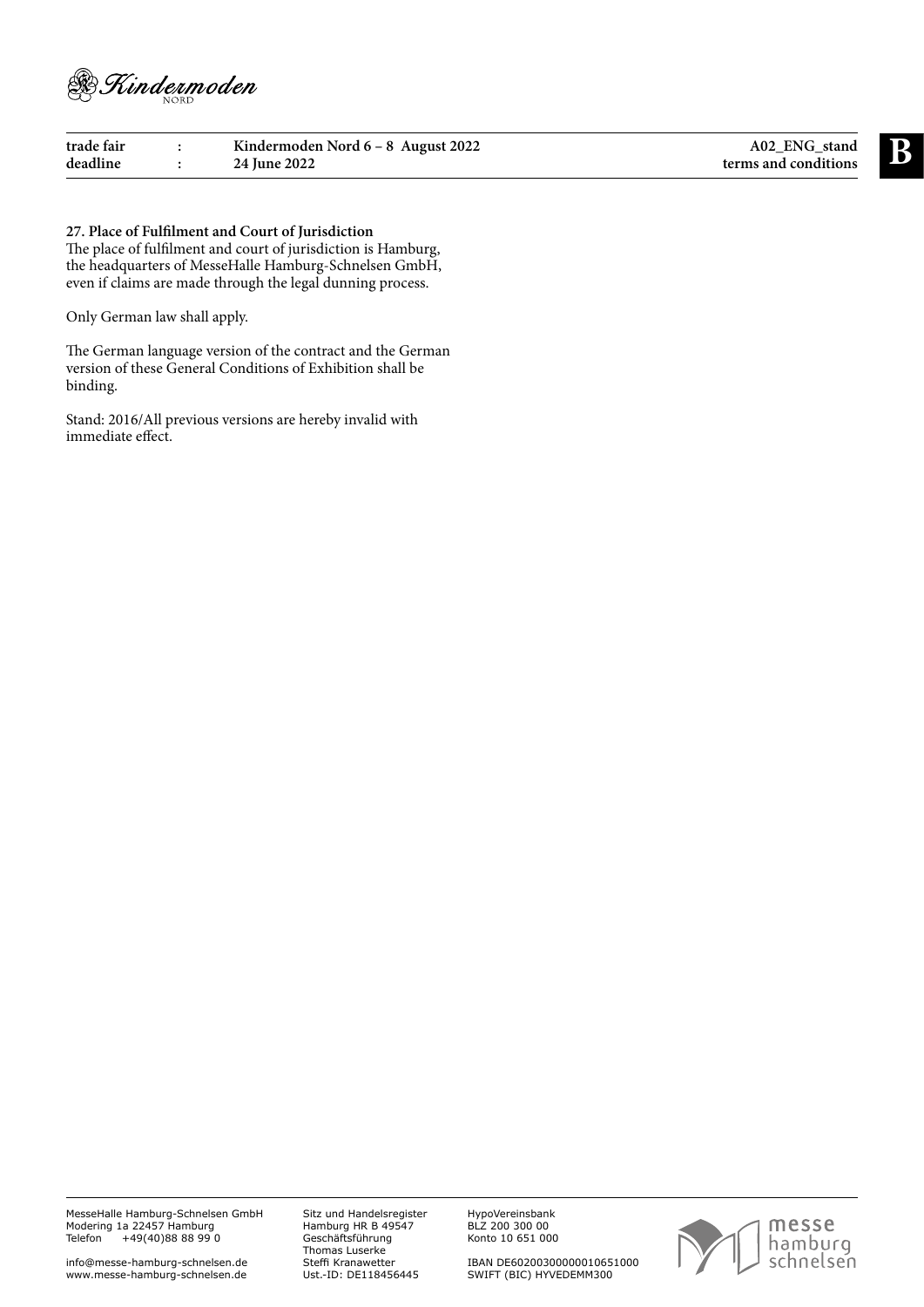## 27. Place of Fulfilment and Court of Jurisdiction

The place of fulfilment and court of jurisdiction is Hamburg, the headquarters of MesseHalle Hamburg-Schnelsen GmbH, even if claims are made through the legal dunning process.

Only German law shall apply.

The German language version of the contract and the German version of these General Conditions of Exhibition shall be binding.

Stand: 2016/All previous versions are hereby invalid with immediate effect.